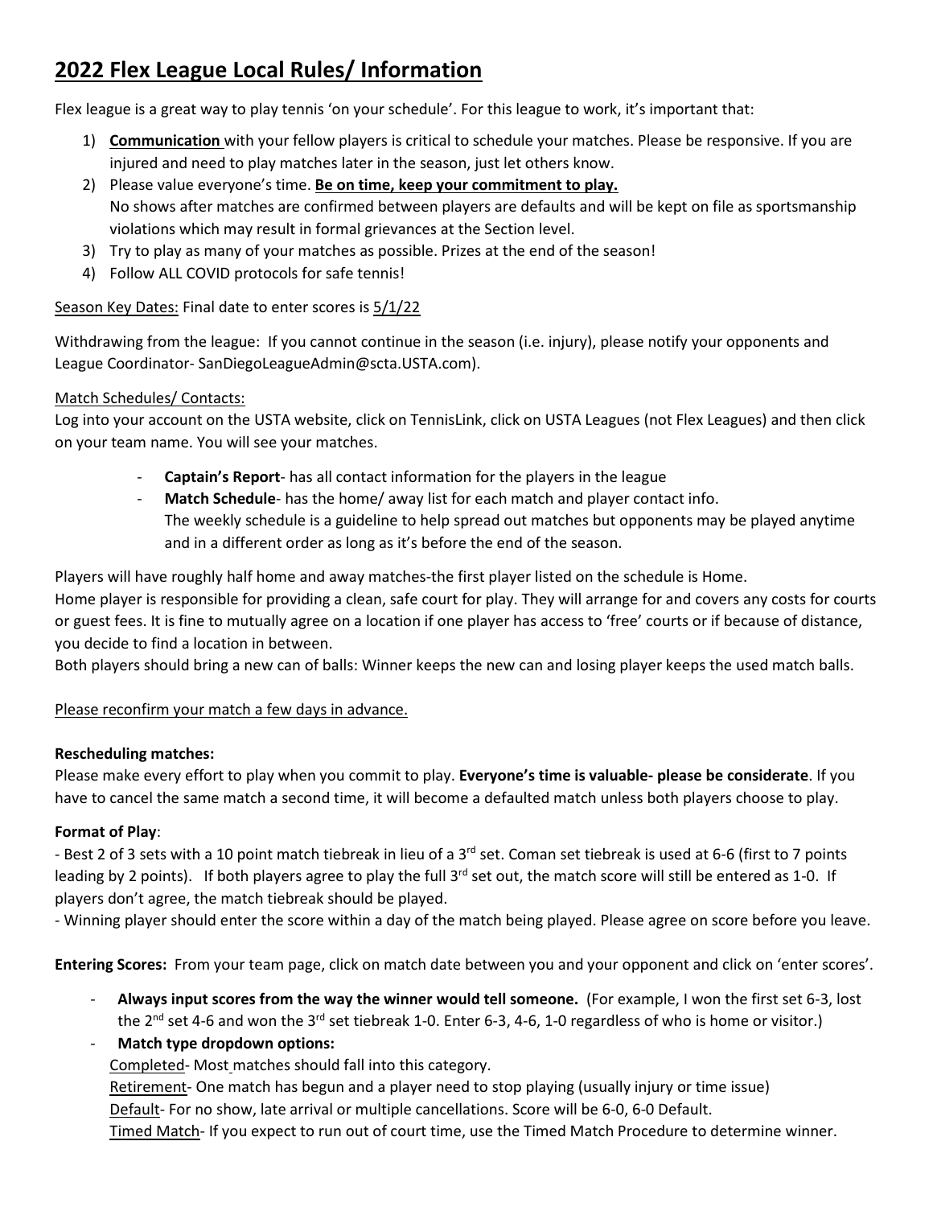# 2022 Flex League Local Rules/ Information

Flex league is a great way to play tennis 'on your schedule'. For this league to work, it's important that:

1) **Communication** with your fellow players is critical to schedule your matches. Please be responsive. If you are injured and need to play matches later in the season, just let others know.
2) Please value everyone's time. **Be on time, keep your commitment to play.** No shows after matches are confirmed between players are defaults and will be kept on file as sportsmanship violations which may result in formal grievances at the Section level.
3) Try to play as many of your matches as possible. Prizes at the end of the season!
4) Follow ALL COVID protocols for safe tennis!

Season Key Dates: Final date to enter scores is 5/1/22

Withdrawing from the league: If you cannot continue in the season (i.e. injury), please notify your opponents and League Coordinator- SanDiegoLeagueAdmin@scta.USTA.com).

Match Schedules/ Contacts:
Log into your account on the USTA website, click on TennisLink, click on USTA Leagues (not Flex Leagues) and then click on your team name. You will see your matches.

- **Captain's Report**- has all contact information for the players in the league
- **Match Schedule**- has the home/ away list for each match and player contact info. The weekly schedule is a guideline to help spread out matches but opponents may be played anytime and in a different order as long as it's before the end of the season.

Players will have roughly half home and away matches-the first player listed on the schedule is Home.
Home player is responsible for providing a clean, safe court for play. They will arrange for and covers any costs for courts or guest fees. It is fine to mutually agree on a location if one player has access to 'free' courts or if because of distance, you decide to find a location in between.
Both players should bring a new can of balls: Winner keeps the new can and losing player keeps the used match balls.

Please reconfirm your match a few days in advance.

**Rescheduling matches:**
Please make every effort to play when you commit to play. **Everyone's time is valuable- please be considerate**. If you have to cancel the same match a second time, it will become a defaulted match unless both players choose to play.

**Format of Play**:
- Best 2 of 3 sets with a 10 point match tiebreak in lieu of a 3rd set. Coman set tiebreak is used at 6-6 (first to 7 points leading by 2 points). If both players agree to play the full 3rd set out, the match score will still be entered as 1-0. If players don't agree, the match tiebreak should be played.
- Winning player should enter the score within a day of the match being played. Please agree on score before you leave.

**Entering Scores:** From your team page, click on match date between you and your opponent and click on 'enter scores'.

- **Always input scores from the way the winner would tell someone.** (For example, I won the first set 6-3, lost the 2nd set 4-6 and won the 3rd set tiebreak 1-0. Enter 6-3, 4-6, 1-0 regardless of who is home or visitor.)
- **Match type dropdown options:**
  Completed- Most matches should fall into this category.
  Retirement- One match has begun and a player need to stop playing (usually injury or time issue)
  Default- For no show, late arrival or multiple cancellations. Score will be 6-0, 6-0 Default.
  Timed Match- If you expect to run out of court time, use the Timed Match Procedure to determine winner.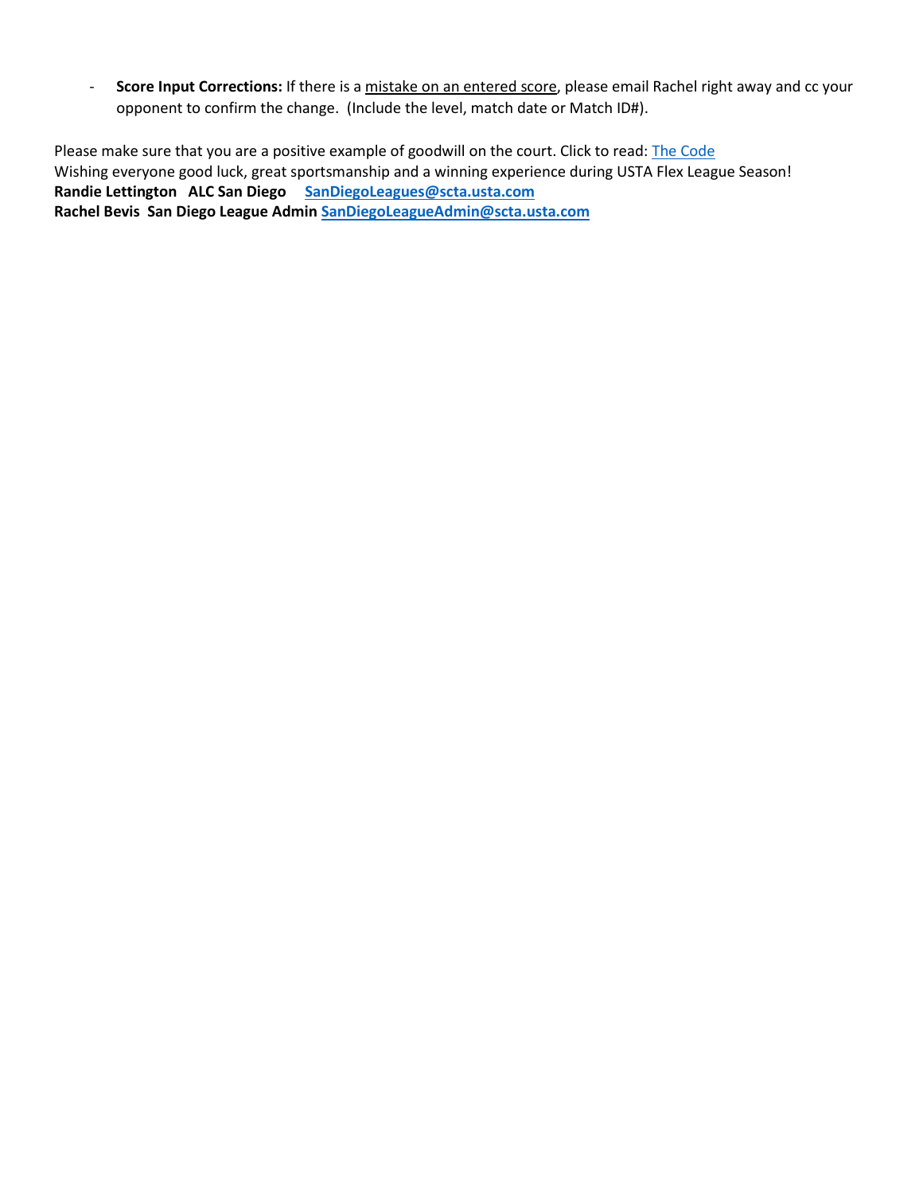- **Score Input Corrections:** If there is a mistake on an entered score, please email Rachel right away and cc your opponent to confirm the change. (Include the level, match date or Match ID#).

Please make sure that you are a positive example of goodwill on the court. Click to read: The Code
Wishing everyone good luck, great sportsmanship and a winning experience during USTA Flex League Season!
**Randie Lettington ALC San Diego** **SanDiegoLeagues@scta.usta.com**
**Rachel Bevis San Diego League Admin** **SanDiegoLeagueAdmin@scta.usta.com**